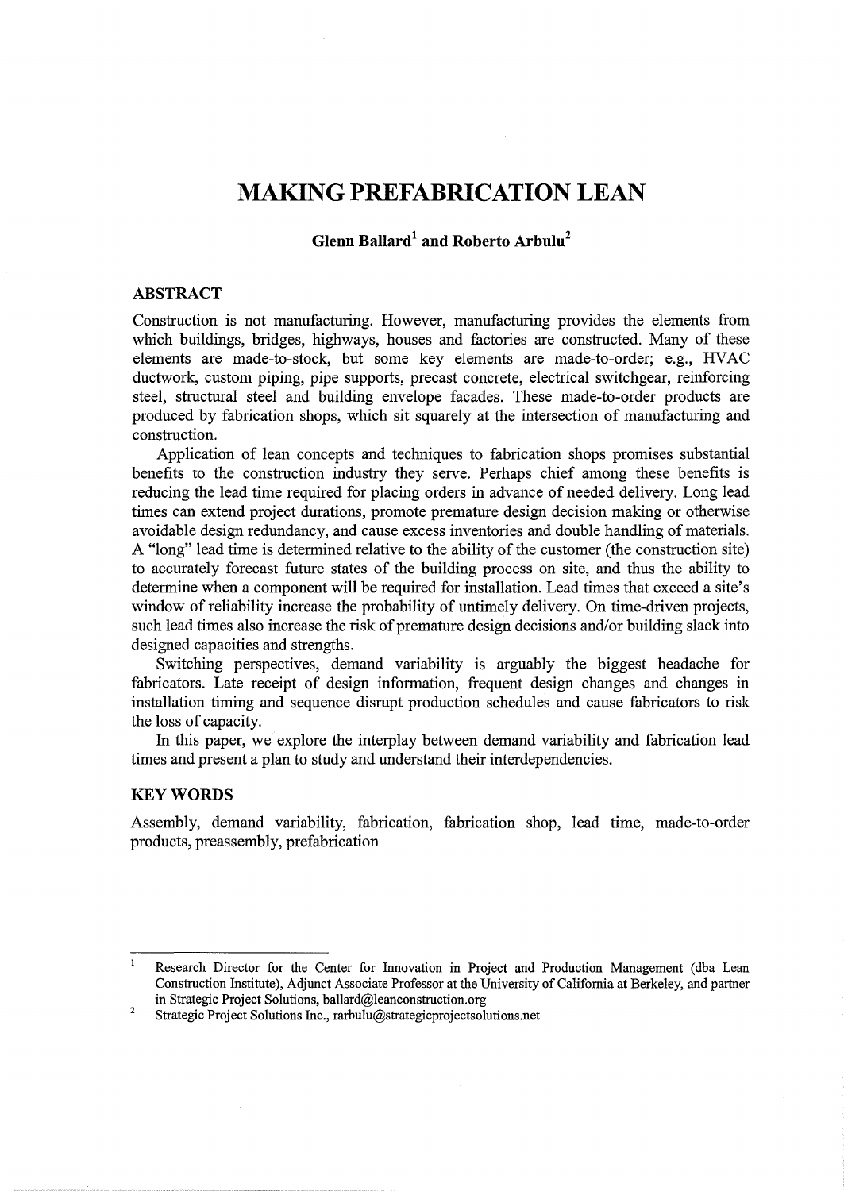# MAKING PREFABRICATION LEAN

**Glenn Ballard[1] and Roberto Arbulu[2]**

## ABSTRACT

Construction is not manufacturing. However, manufacturing provides the elements from which buildings, bridges, highways, houses and factories are constructed. Many of these elements are made-to-stock, but some key elements are made-to-order; e.g., HVAC ductwork, custom piping, pipe supports, precast concrete, electrical switchgear, reinforcing steel, structural steel and building envelope facades. These made-to-order products are produced by fabrication shops, which sit squarely at the intersection of manufacturing and construction.

Application of lean concepts and techniques to fabrication shops promises substantial benefits to the construction industry they serve. Perhaps chief among these benefits is reducing the lead time required for placing orders in advance of needed delivery. Long lead times can extend project durations, promote premature design decision making or otherwise avoidable design redundancy, and cause excess inventories and double handling of materials. A "long" lead time is determined relative to the ability of the customer (the construction site) to accurately forecast future states of the building process on site, and thus the ability to determine when a component will be required for installation. Lead times that exceed a site's window of reliability increase the probability of untimely delivery. On time-driven projects, such lead times also increase the risk of premature design decisions and/or building slack into designed capacities and strengths.

Switching perspectives, demand variability is arguably the biggest headache for fabricators. Late receipt of design information, frequent design changes and changes in installation timing and sequence disrupt production schedules and cause fabricators to risk the loss of capacity.

In this paper, we explore the interplay between demand variability and fabrication lead times and present a plan to study and understand their interdependencies.

## KEY WORDS

Assembly, demand variability, fabrication, fabrication shop, lead time, made-to-order products, preassembly, prefabrication

---

[1] Research Director for the Center for Innovation in Project and Production Management (dba Lean Construction Institute), Adjunct Associate Professor at the University of California at Berkeley, and partner in Strategic Project Solutions, ballard@leanconstruction.org

[2] Strategic Project Solutions Inc., rarbulu@strategicprojectsolutions.net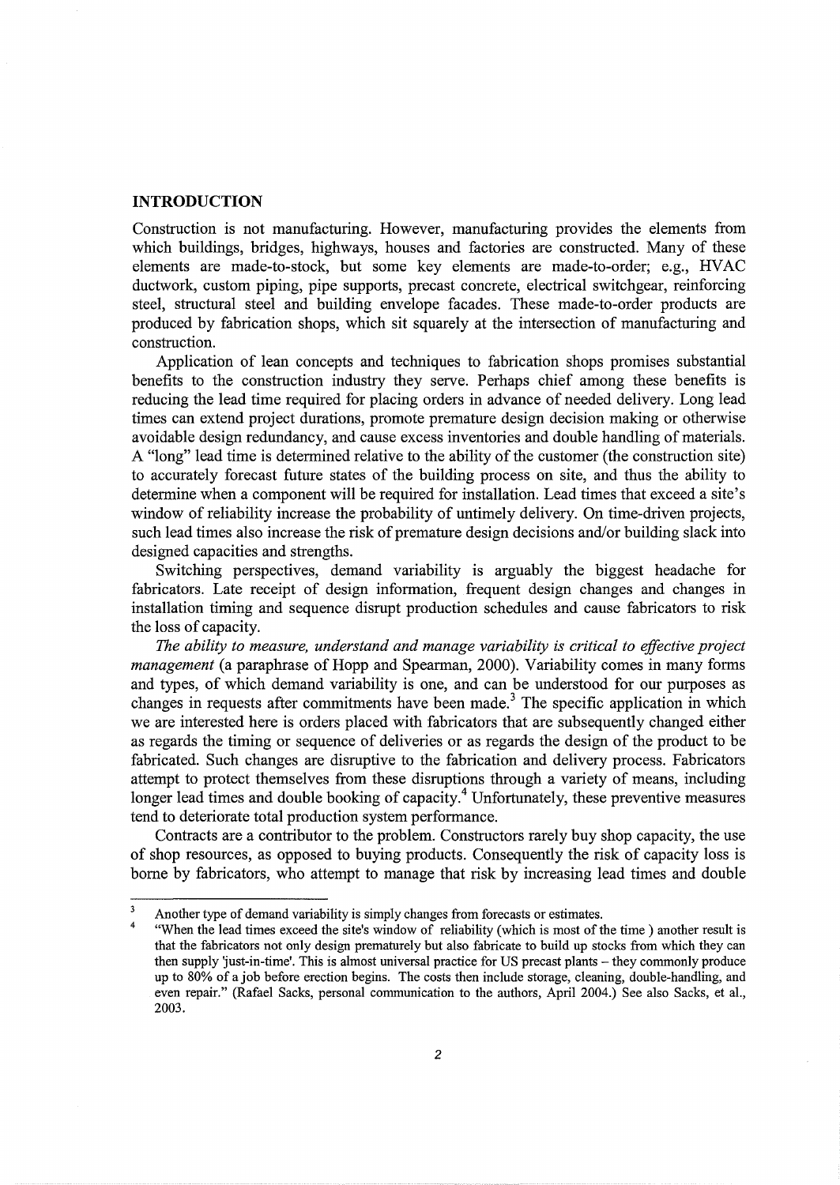## INTRODUCTION

Construction is not manufacturing. However, manufacturing provides the elements from which buildings, bridges, highways, houses and factories are constructed. Many of these elements are made-to-stock, but some key elements are made-to-order; e.g., HVAC ductwork, custom piping, pipe supports, precast concrete, electrical switchgear, reinforcing steel, structural steel and building envelope facades. These made-to-order products are produced by fabrication shops, which sit squarely at the intersection of manufacturing and construction.

Application of lean concepts and techniques to fabrication shops promises substantial benefits to the construction industry they serve. Perhaps chief among these benefits is reducing the lead time required for placing orders in advance of needed delivery. Long lead times can extend project durations, promote premature design decision making or otherwise avoidable design redundancy, and cause excess inventories and double handling of materials. A "long" lead time is determined relative to the ability of the customer (the construction site) to accurately forecast future states of the building process on site, and thus the ability to determine when a component will be required for installation. Lead times that exceed a site's window of reliability increase the probability of untimely delivery. On time-driven projects, such lead times also increase the risk of premature design decisions and/or building slack into designed capacities and strengths.

Switching perspectives, demand variability is arguably the biggest headache for fabricators. Late receipt of design information, frequent design changes and changes in installation timing and sequence disrupt production schedules and cause fabricators to risk the loss of capacity.

*The ability to measure, understand and manage variability is critical to effective project management* (a paraphrase of Hopp and Spearman, 2000). Variability comes in many forms and types, of which demand variability is one, and can be understood for our purposes as changes in requests after commitments have been made.[3] The specific application in which we are interested here is orders placed with fabricators that are subsequently changed either as regards the timing or sequence of deliveries or as regards the design of the product to be fabricated. Such changes are disruptive to the fabrication and delivery process. Fabricators attempt to protect themselves from these disruptions through a variety of means, including longer lead times and double booking of capacity.[4] Unfortunately, these preventive measures tend to deteriorate total production system performance.

Contracts are a contributor to the problem. Constructors rarely buy shop capacity, the use of shop resources, as opposed to buying products. Consequently the risk of capacity loss is borne by fabricators, who attempt to manage that risk by increasing lead times and double

---

[3] Another type of demand variability is simply changes from forecasts or estimates.

[4] "When the lead times exceed the site's window of reliability (which is most of the time ) another result is that the fabricators not only design prematurely but also fabricate to build up stocks from which they can then supply 'just-in-time'. This is almost universal practice for US precast plants – they commonly produce up to 80% of a job before erection begins. The costs then include storage, cleaning, double-handling, and even repair." (Rafael Sacks, personal communication to the authors, April 2004.) See also Sacks, et al., 2003.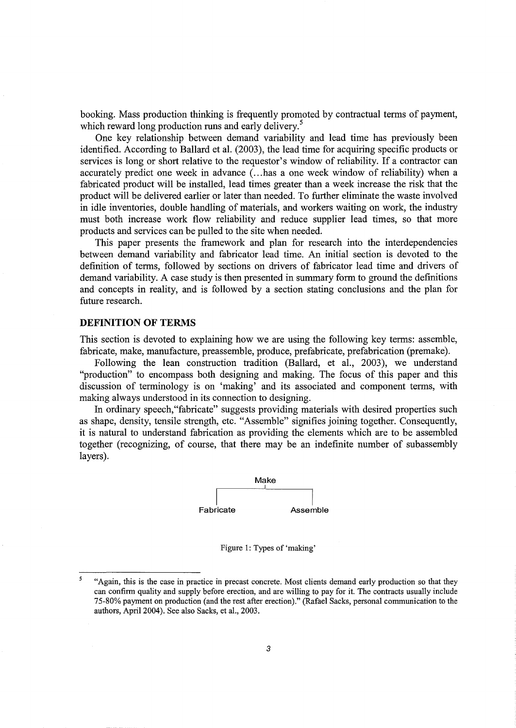booking. Mass production thinking is frequently promoted by contractual terms of payment, which reward long production runs and early delivery.[5]

One key relationship between demand variability and lead time has previously been identified. According to Ballard et al. (2003), the lead time for acquiring specific products or services is long or short relative to the requestor's window of reliability. If a contractor can accurately predict one week in advance (...has a one week window of reliability) when a fabricated product will be installed, lead times greater than a week increase the risk that the product will be delivered earlier or later than needed. To further eliminate the waste involved in idle inventories, double handling of materials, and workers waiting on work, the industry must both increase work flow reliability and reduce supplier lead times, so that more products and services can be pulled to the site when needed.

This paper presents the framework and plan for research into the interdependencies between demand variability and fabricator lead time. An initial section is devoted to the definition of terms, followed by sections on drivers of fabricator lead time and drivers of demand variability. A case study is then presented in summary form to ground the definitions and concepts in reality, and is followed by a section stating conclusions and the plan for future research.

## DEFINITION OF TERMS

This section is devoted to explaining how we are using the following key terms: assemble, fabricate, make, manufacture, preassemble, produce, prefabricate, prefabrication (premake).

Following the lean construction tradition (Ballard, et al., 2003), we understand "production" to encompass both designing and making. The focus of this paper and this discussion of terminology is on 'making' and its associated and component terms, with making always understood in its connection to designing.

In ordinary speech, "fabricate" suggests providing materials with desired properties such as shape, density, tensile strength, etc. "Assemble" signifies joining together. Consequently, it is natural to understand fabrication as providing the elements which are to be assembled together (recognizing, of course, that there may be an indefinite number of subassembly layers).

```
            Make
      ┌───────┴───────┐
  Fabricate        Assemble
```

Figure 1: Types of 'making'

---

[5] "Again, this is the case in practice in precast concrete. Most clients demand early production so that they can confirm quality and supply before erection, and are willing to pay for it. The contracts usually include 75-80% payment on production (and the rest after erection)." (Rafael Sacks, personal communication to the authors, April 2004). See also Sacks, et al., 2003.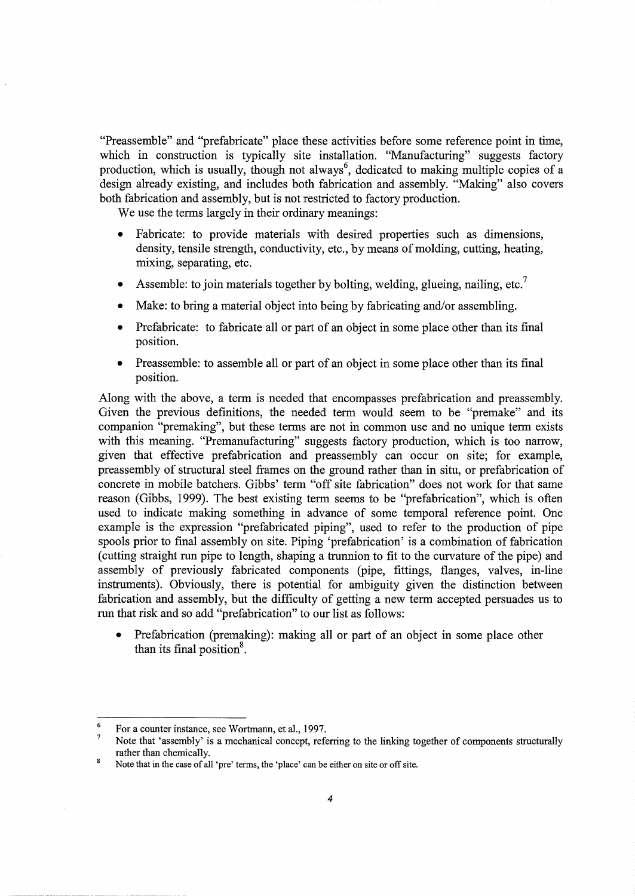"Preassemble" and "prefabricate" place these activities before some reference point in time, which in construction is typically site installation. "Manufacturing" suggests factory production, which is usually, though not always[6], dedicated to making multiple copies of a design already existing, and includes both fabrication and assembly. "Making" also covers both fabrication and assembly, but is not restricted to factory production.

We use the terms largely in their ordinary meanings:

- Fabricate: to provide materials with desired properties such as dimensions, density, tensile strength, conductivity, etc., by means of molding, cutting, heating, mixing, separating, etc.
- Assemble: to join materials together by bolting, welding, glueing, nailing, etc.[7]
- Make: to bring a material object into being by fabricating and/or assembling.
- Prefabricate: to fabricate all or part of an object in some place other than its final position.
- Preassemble: to assemble all or part of an object in some place other than its final position.

Along with the above, a term is needed that encompasses prefabrication and preassembly. Given the previous definitions, the needed term would seem to be "premake" and its companion "premaking", but these terms are not in common use and no unique term exists with this meaning. "Premanufacturing" suggests factory production, which is too narrow, given that effective prefabrication and preassembly can occur on site; for example, preassembly of structural steel frames on the ground rather than in situ, or prefabrication of concrete in mobile batchers. Gibbs' term "off site fabrication" does not work for that same reason (Gibbs, 1999). The best existing term seems to be "prefabrication", which is often used to indicate making something in advance of some temporal reference point. One example is the expression "prefabricated piping", used to refer to the production of pipe spools prior to final assembly on site. Piping 'prefabrication' is a combination of fabrication (cutting straight run pipe to length, shaping a trunnion to fit to the curvature of the pipe) and assembly of previously fabricated components (pipe, fittings, flanges, valves, in-line instruments). Obviously, there is potential for ambiguity given the distinction between fabrication and assembly, but the difficulty of getting a new term accepted persuades us to run that risk and so add "prefabrication" to our list as follows:

- Prefabrication (premaking): making all or part of an object in some place other than its final position[8].

---

[6] For a counter instance, see Wortmann, et al., 1997.

[7] Note that 'assembly' is a mechanical concept, referring to the linking together of components structurally rather than chemically.

[8] Note that in the case of all 'pre' terms, the 'place' can be either on site or off site.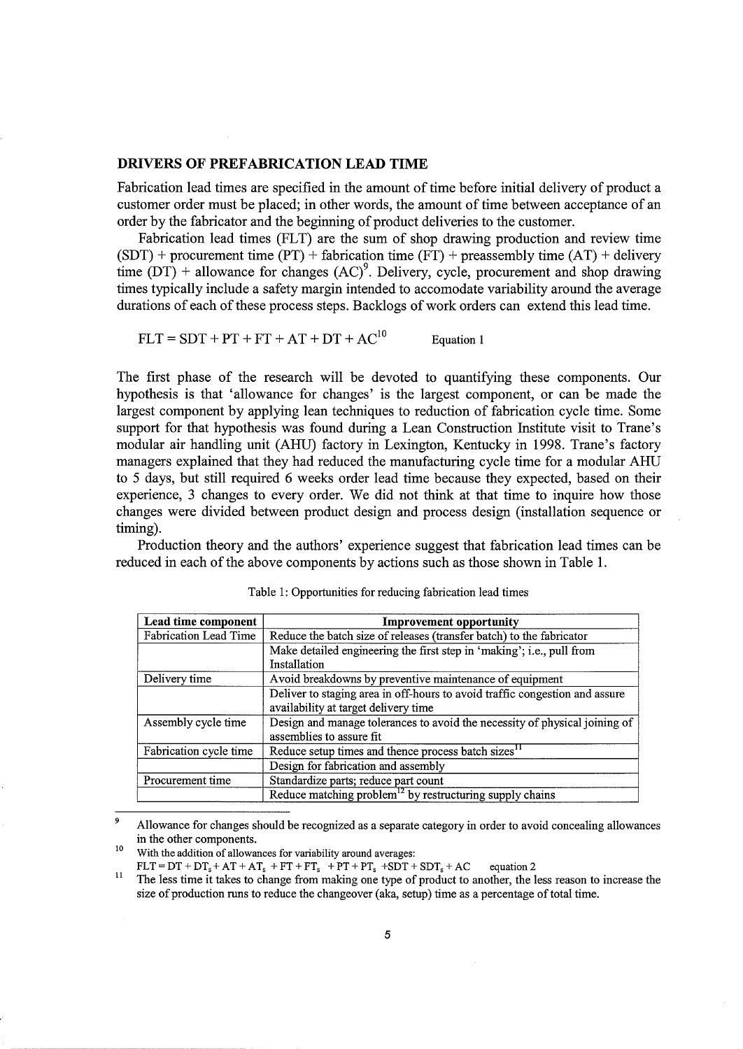## DRIVERS OF PREFABRICATION LEAD TIME

Fabrication lead times are specified in the amount of time before initial delivery of product a customer order must be placed; in other words, the amount of time between acceptance of an order by the fabricator and the beginning of product deliveries to the customer.

Fabrication lead times (FLT) are the sum of shop drawing production and review time (SDT) + procurement time (PT) + fabrication time (FT) + preassembly time (AT) + delivery time (DT) + allowance for changes (AC)[9]. Delivery, cycle, procurement and shop drawing times typically include a safety margin intended to accomodate variability around the average durations of each of these process steps. Backlogs of work orders can extend this lead time.

$$FLT = SDT + PT + FT + AT + DT + AC^{10} \qquad \text{Equation 1}$$

The first phase of the research will be devoted to quantifying these components. Our hypothesis is that 'allowance for changes' is the largest component, or can be made the largest component by applying lean techniques to reduction of fabrication cycle time. Some support for that hypothesis was found during a Lean Construction Institute visit to Trane's modular air handling unit (AHU) factory in Lexington, Kentucky in 1998. Trane's factory managers explained that they had reduced the manufacturing cycle time for a modular AHU to 5 days, but still required 6 weeks order lead time because they expected, based on their experience, 3 changes to every order. We did not think at that time to inquire how those changes were divided between product design and process design (installation sequence or timing).

Production theory and the authors' experience suggest that fabrication lead times can be reduced in each of the above components by actions such as those shown in Table 1.

Table 1: Opportunities for reducing fabrication lead times

| Lead time component | Improvement opportunity |
|---|---|
| Fabrication Lead Time | Reduce the batch size of releases (transfer batch) to the fabricator |
| | Make detailed engineering the first step in 'making'; i.e., pull from Installation |
| Delivery time | Avoid breakdowns by preventive maintenance of equipment |
| | Deliver to staging area in off-hours to avoid traffic congestion and assure availability at target delivery time |
| Assembly cycle time | Design and manage tolerances to avoid the necessity of physical joining of assemblies to assure fit |
| Fabrication cycle time | Reduce setup times and thence process batch sizes[11] |
| | Design for fabrication and assembly |
| Procurement time | Standardize parts; reduce part count |
| | Reduce matching problem[12] by restructuring supply chains |

---

[9] Allowance for changes should be recognized as a separate category in order to avoid concealing allowances in the other components.

[10] With the addition of allowances for variability around averages:
$FLT = DT + DT_s + AT + AT_s + FT + FT_s + PT + PT_s + SDT + SDT_s + AC$ equation 2

[11] The less time it takes to change from making one type of product to another, the less reason to increase the size of production runs to reduce the changeover (aka, setup) time as a percentage of total time.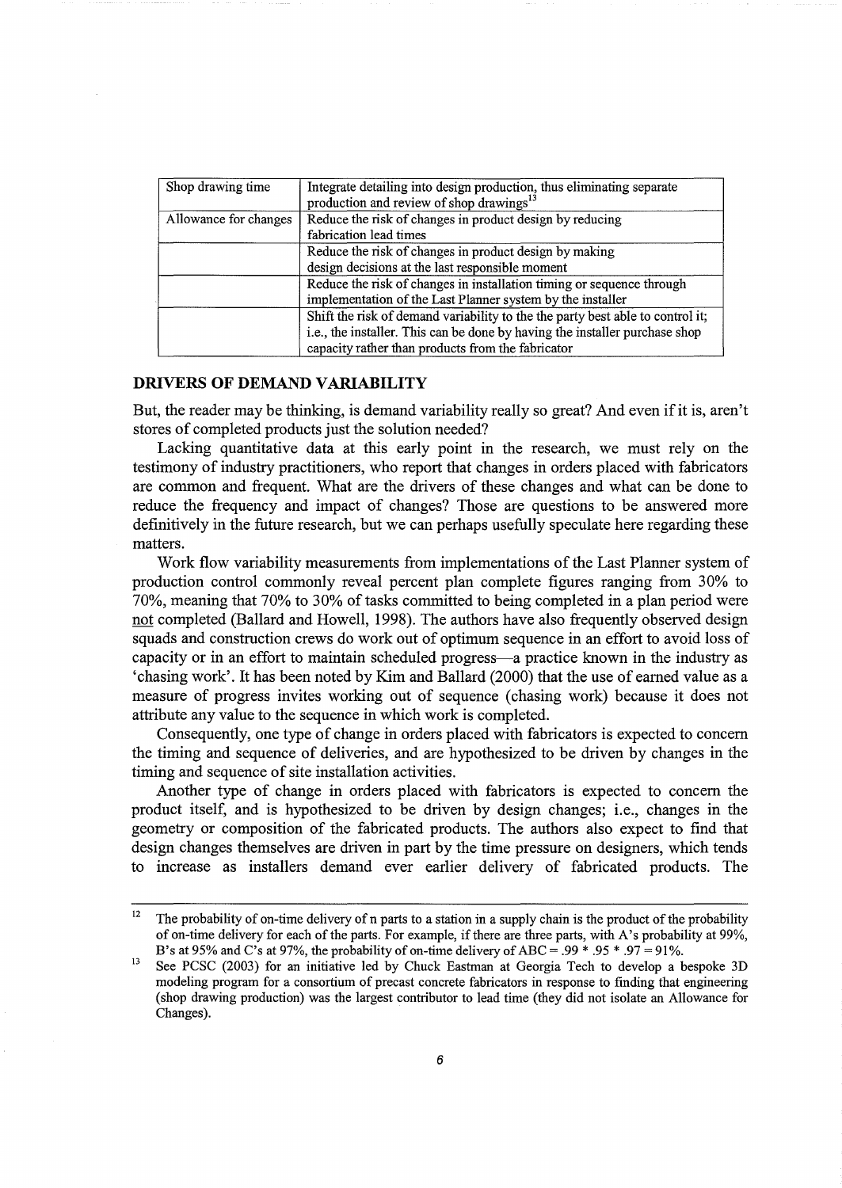| | |
|---|---|
| Shop drawing time | Integrate detailing into design production, thus eliminating separate production and review of shop drawings[13] |
| Allowance for changes | Reduce the risk of changes in product design by reducing fabrication lead times |
| | Reduce the risk of changes in product design by making design decisions at the last responsible moment |
| | Reduce the risk of changes in installation timing or sequence through implementation of the Last Planner system by the installer |
| | Shift the risk of demand variability to the the party best able to control it; i.e., the installer. This can be done by having the installer purchase shop capacity rather than products from the fabricator |

## DRIVERS OF DEMAND VARIABILITY

But, the reader may be thinking, is demand variability really so great? And even if it is, aren't stores of completed products just the solution needed?

Lacking quantitative data at this early point in the research, we must rely on the testimony of industry practitioners, who report that changes in orders placed with fabricators are common and frequent. What are the drivers of these changes and what can be done to reduce the frequency and impact of changes? Those are questions to be answered more definitively in the future research, but we can perhaps usefully speculate here regarding these matters.

Work flow variability measurements from implementations of the Last Planner system of production control commonly reveal percent plan complete figures ranging from 30% to 70%, meaning that 70% to 30% of tasks committed to being completed in a plan period were not completed (Ballard and Howell, 1998). The authors have also frequently observed design squads and construction crews do work out of optimum sequence in an effort to avoid loss of capacity or in an effort to maintain scheduled progress—a practice known in the industry as 'chasing work'. It has been noted by Kim and Ballard (2000) that the use of earned value as a measure of progress invites working out of sequence (chasing work) because it does not attribute any value to the sequence in which work is completed.

Consequently, one type of change in orders placed with fabricators is expected to concern the timing and sequence of deliveries, and are hypothesized to be driven by changes in the timing and sequence of site installation activities.

Another type of change in orders placed with fabricators is expected to concern the product itself, and is hypothesized to be driven by design changes; i.e., changes in the geometry or composition of the fabricated products. The authors also expect to find that design changes themselves are driven in part by the time pressure on designers, which tends to increase as installers demand ever earlier delivery of fabricated products. The

---

[12] The probability of on-time delivery of n parts to a station in a supply chain is the product of the probability of on-time delivery for each of the parts. For example, if there are three parts, with A's probability at 99%, B's at 95% and C's at 97%, the probability of on-time delivery of ABC = .99 * .95 * .97 = 91%.

[13] See PCSC (2003) for an initiative led by Chuck Eastman at Georgia Tech to develop a bespoke 3D modeling program for a consortium of precast concrete fabricators in response to finding that engineering (shop drawing production) was the largest contributor to lead time (they did not isolate an Allowance for Changes).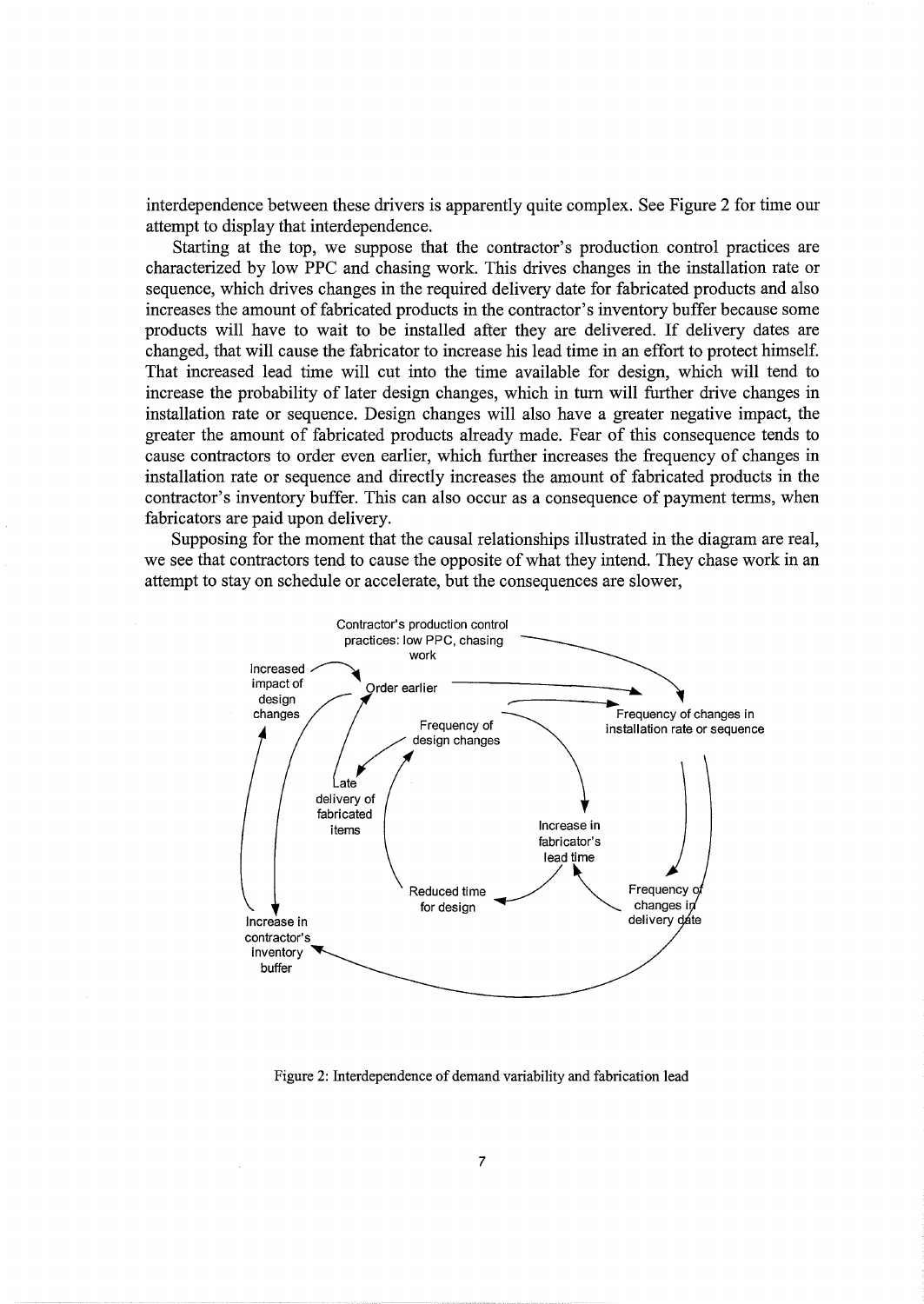interdependence between these drivers is apparently quite complex. See Figure 2 for time our attempt to display that interdependence.

Starting at the top, we suppose that the contractor's production control practices are characterized by low PPC and chasing work. This drives changes in the installation rate or sequence, which drives changes in the required delivery date for fabricated products and also increases the amount of fabricated products in the contractor's inventory buffer because some products will have to wait to be installed after they are delivered. If delivery dates are changed, that will cause the fabricator to increase his lead time in an effort to protect himself. That increased lead time will cut into the time available for design, which will tend to increase the probability of later design changes, which in turn will further drive changes in installation rate or sequence. Design changes will also have a greater negative impact, the greater the amount of fabricated products already made. Fear of this consequence tends to cause contractors to order even earlier, which further increases the frequency of changes in installation rate or sequence and directly increases the amount of fabricated products in the contractor's inventory buffer. This can also occur as a consequence of payment terms, when fabricators are paid upon delivery.

Supposing for the moment that the causal relationships illustrated in the diagram are real, we see that contractors tend to cause the opposite of what they intend. They chase work in an attempt to stay on schedule or accelerate, but the consequences are slower,

Contractor's production control practices: low PPC, chasing work

Increased impact of design changes

Order earlier

Frequency of changes in installation rate or sequence

Frequency of design changes

Late delivery of fabricated items

Increase in fabricator's lead time

Reduced time for design

Frequency of changes in delivery date

Increase in contractor's inventory buffer

Figure 2: Interdependence of demand variability and fabrication lead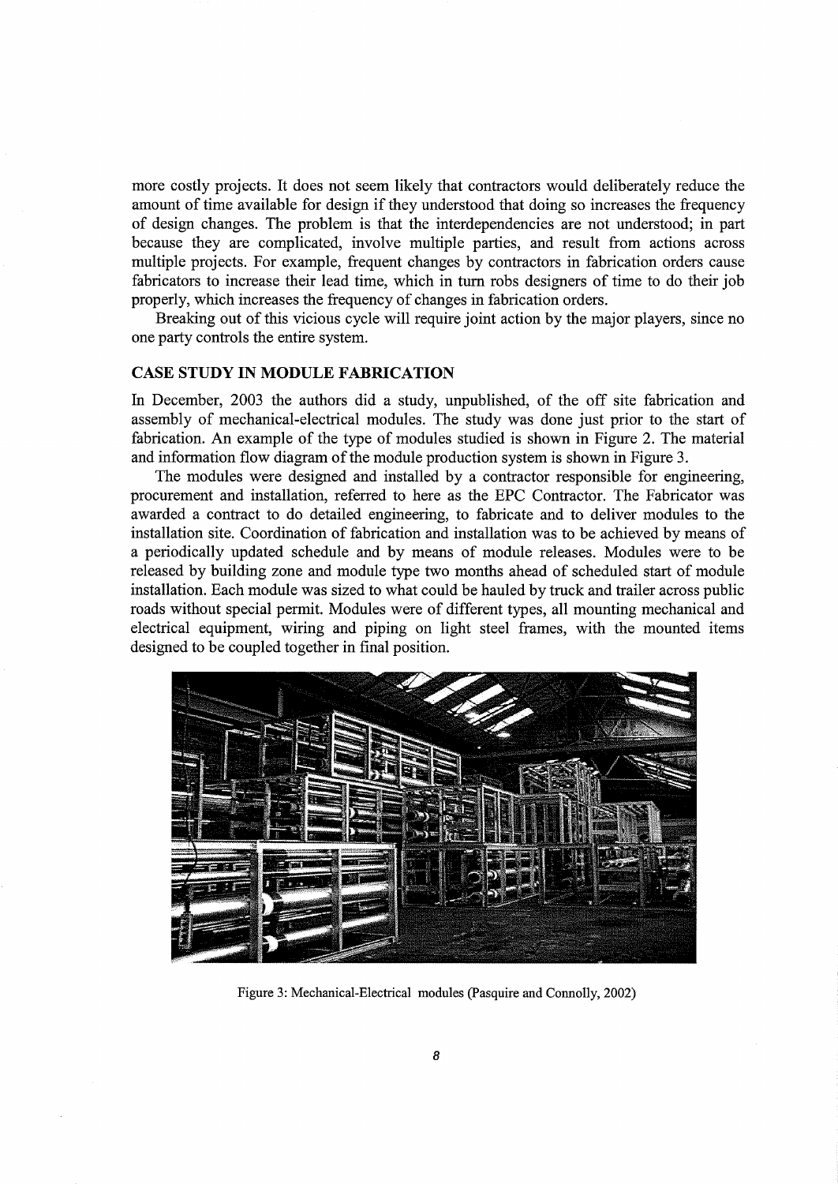more costly projects. It does not seem likely that contractors would deliberately reduce the amount of time available for design if they understood that doing so increases the frequency of design changes. The problem is that the interdependencies are not understood; in part because they are complicated, involve multiple parties, and result from actions across multiple projects. For example, frequent changes by contractors in fabrication orders cause fabricators to increase their lead time, which in turn robs designers of time to do their job properly, which increases the frequency of changes in fabrication orders.

Breaking out of this vicious cycle will require joint action by the major players, since no one party controls the entire system.

## CASE STUDY IN MODULE FABRICATION

In December, 2003 the authors did a study, unpublished, of the off site fabrication and assembly of mechanical-electrical modules. The study was done just prior to the start of fabrication. An example of the type of modules studied is shown in Figure 2. The material and information flow diagram of the module production system is shown in Figure 3.

The modules were designed and installed by a contractor responsible for engineering, procurement and installation, referred to here as the EPC Contractor. The Fabricator was awarded a contract to do detailed engineering, to fabricate and to deliver modules to the installation site. Coordination of fabrication and installation was to be achieved by means of a periodically updated schedule and by means of module releases. Modules were to be released by building zone and module type two months ahead of scheduled start of module installation. Each module was sized to what could be hauled by truck and trailer across public roads without special permit. Modules were of different types, all mounting mechanical and electrical equipment, wiring and piping on light steel frames, with the mounted items designed to be coupled together in final position.

Figure 3: Mechanical-Electrical modules (Pasquire and Connolly, 2002)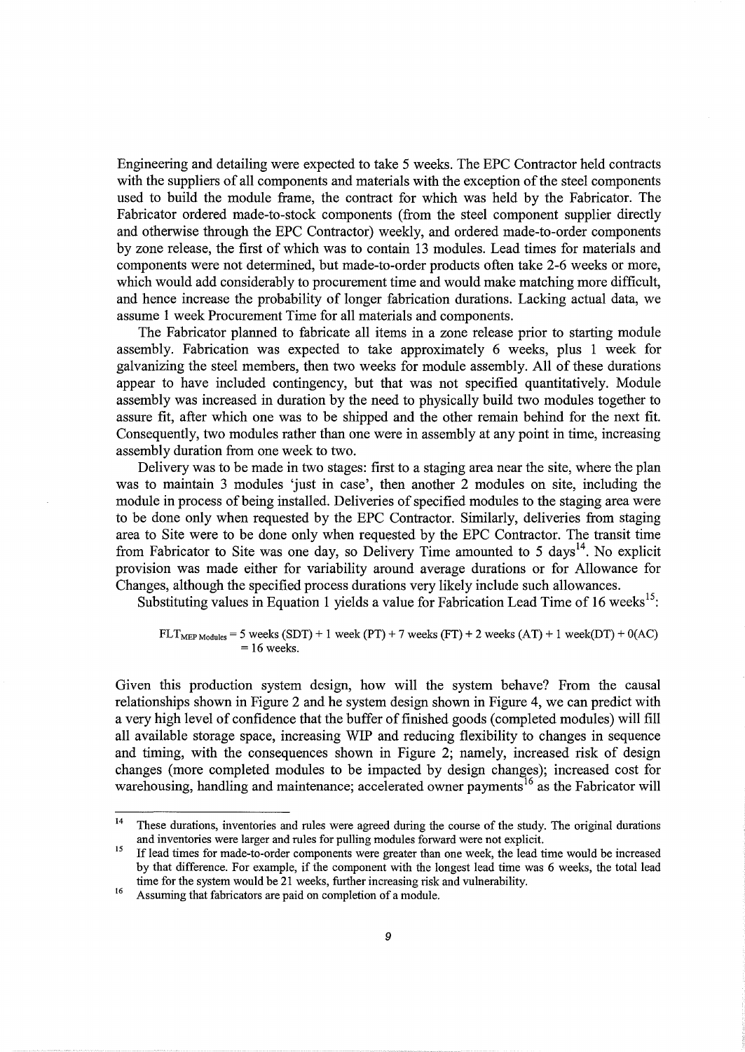Engineering and detailing were expected to take 5 weeks. The EPC Contractor held contracts with the suppliers of all components and materials with the exception of the steel components used to build the module frame, the contract for which was held by the Fabricator. The Fabricator ordered made-to-stock components (from the steel component supplier directly and otherwise through the EPC Contractor) weekly, and ordered made-to-order components by zone release, the first of which was to contain 13 modules. Lead times for materials and components were not determined, but made-to-order products often take 2-6 weeks or more, which would add considerably to procurement time and would make matching more difficult, and hence increase the probability of longer fabrication durations. Lacking actual data, we assume 1 week Procurement Time for all materials and components.

The Fabricator planned to fabricate all items in a zone release prior to starting module assembly. Fabrication was expected to take approximately 6 weeks, plus 1 week for galvanizing the steel members, then two weeks for module assembly. All of these durations appear to have included contingency, but that was not specified quantitatively. Module assembly was increased in duration by the need to physically build two modules together to assure fit, after which one was to be shipped and the other remain behind for the next fit. Consequently, two modules rather than one were in assembly at any point in time, increasing assembly duration from one week to two.

Delivery was to be made in two stages: first to a staging area near the site, where the plan was to maintain 3 modules 'just in case', then another 2 modules on site, including the module in process of being installed. Deliveries of specified modules to the staging area were to be done only when requested by the EPC Contractor. Similarly, deliveries from staging area to Site were to be done only when requested by the EPC Contractor. The transit time from Fabricator to Site was one day, so Delivery Time amounted to 5 days[14]. No explicit provision was made either for variability around average durations or for Allowance for Changes, although the specified process durations very likely include such allowances.

Substituting values in Equation 1 yields a value for Fabrication Lead Time of 16 weeks[15]:

$$FLT_{MEP\ Modules} = 5 \text{ weeks (SDT)} + 1 \text{ week (PT)} + 7 \text{ weeks (FT)} + 2 \text{ weeks (AT)} + 1 \text{ week(DT)} + 0\text{(AC)} = 16 \text{ weeks.}$$

Given this production system design, how will the system behave? From the causal relationships shown in Figure 2 and he system design shown in Figure 4, we can predict with a very high level of confidence that the buffer of finished goods (completed modules) will fill all available storage space, increasing WIP and reducing flexibility to changes in sequence and timing, with the consequences shown in Figure 2; namely, increased risk of design changes (more completed modules to be impacted by design changes); increased cost for warehousing, handling and maintenance; accelerated owner payments[16] as the Fabricator will

---

[14] These durations, inventories and rules were agreed during the course of the study. The original durations and inventories were larger and rules for pulling modules forward were not explicit.

[15] If lead times for made-to-order components were greater than one week, the lead time would be increased by that difference. For example, if the component with the longest lead time was 6 weeks, the total lead time for the system would be 21 weeks, further increasing risk and vulnerability.

[16] Assuming that fabricators are paid on completion of a module.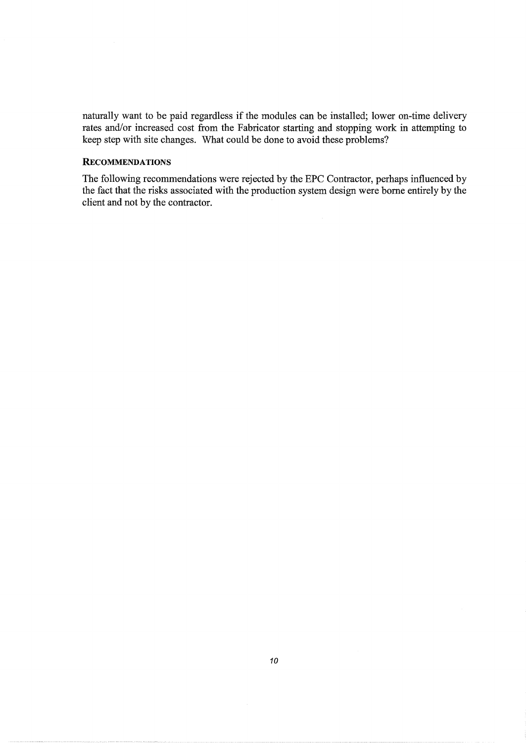naturally want to be paid regardless if the modules can be installed; lower on-time delivery rates and/or increased cost from the Fabricator starting and stopping work in attempting to keep step with site changes. What could be done to avoid these problems?

### RECOMMENDATIONS

The following recommendations were rejected by the EPC Contractor, perhaps influenced by the fact that the risks associated with the production system design were borne entirely by the client and not by the contractor.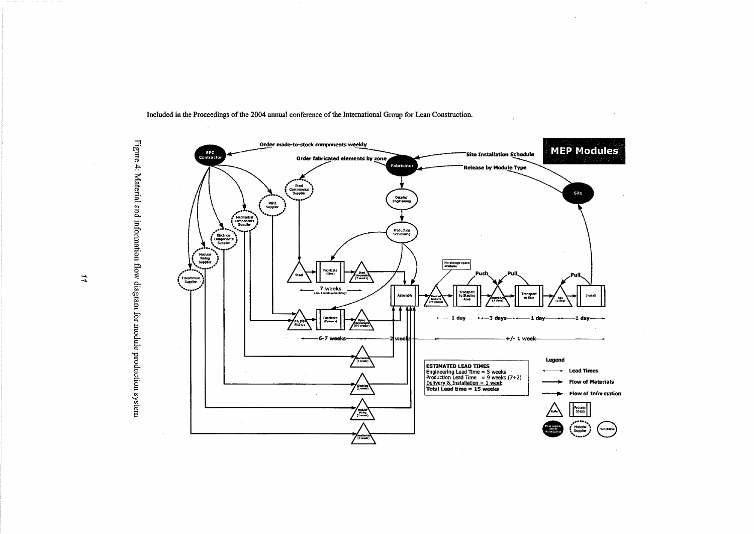Figure 4: Material and information flow diagram for module production system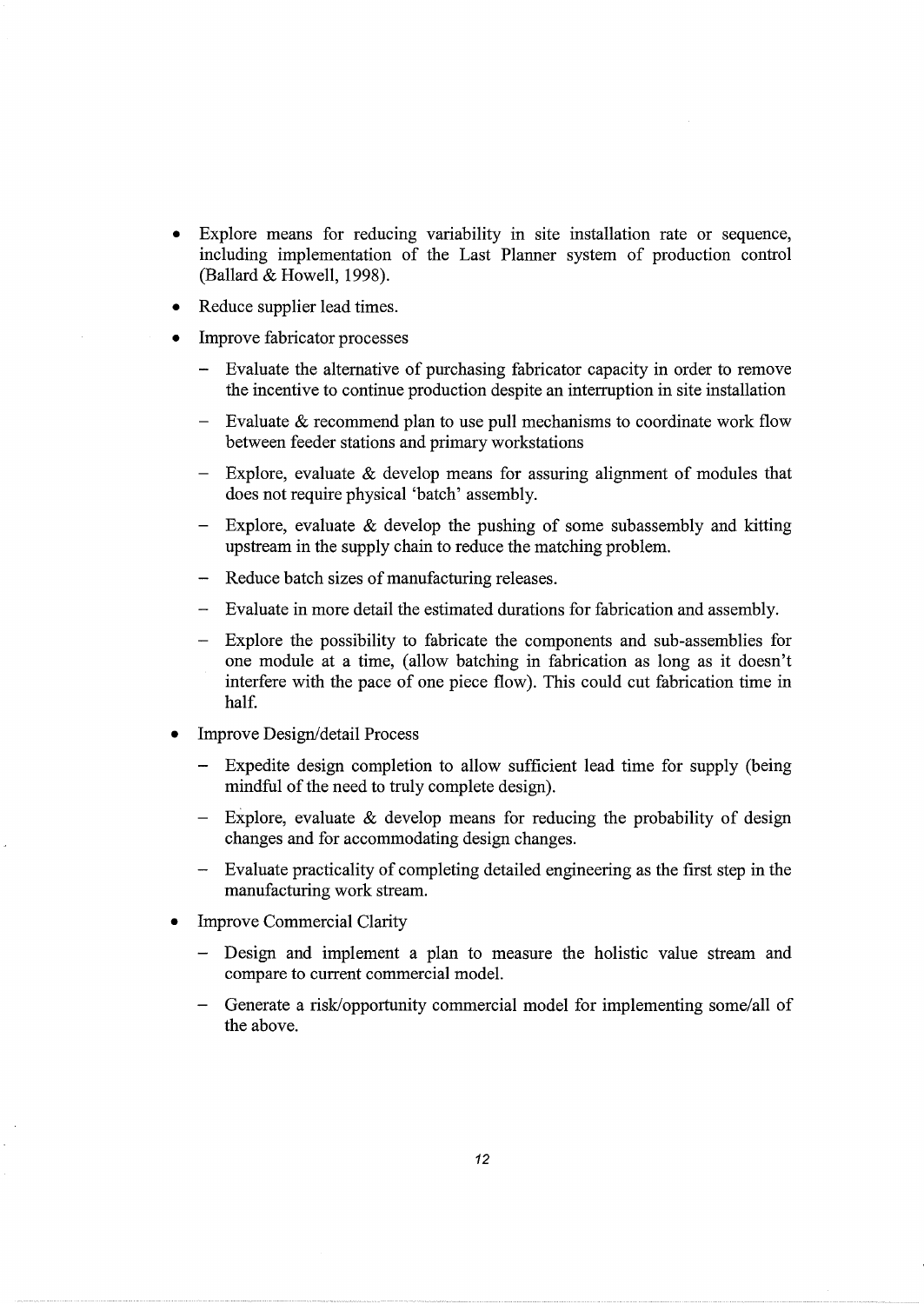- Explore means for reducing variability in site installation rate or sequence, including implementation of the Last Planner system of production control (Ballard & Howell, 1998).
- Reduce supplier lead times.
- Improve fabricator processes
  - Evaluate the alternative of purchasing fabricator capacity in order to remove the incentive to continue production despite an interruption in site installation
  - Evaluate & recommend plan to use pull mechanisms to coordinate work flow between feeder stations and primary workstations
  - Explore, evaluate & develop means for assuring alignment of modules that does not require physical 'batch' assembly.
  - Explore, evaluate & develop the pushing of some subassembly and kitting upstream in the supply chain to reduce the matching problem.
  - Reduce batch sizes of manufacturing releases.
  - Evaluate in more detail the estimated durations for fabrication and assembly.
  - Explore the possibility to fabricate the components and sub-assemblies for one module at a time, (allow batching in fabrication as long as it doesn't interfere with the pace of one piece flow). This could cut fabrication time in half.
- Improve Design/detail Process
  - Expedite design completion to allow sufficient lead time for supply (being mindful of the need to truly complete design).
  - Explore, evaluate & develop means for reducing the probability of design changes and for accommodating design changes.
  - Evaluate practicality of completing detailed engineering as the first step in the manufacturing work stream.
- Improve Commercial Clarity
  - Design and implement a plan to measure the holistic value stream and compare to current commercial model.
  - Generate a risk/opportunity commercial model for implementing some/all of the above.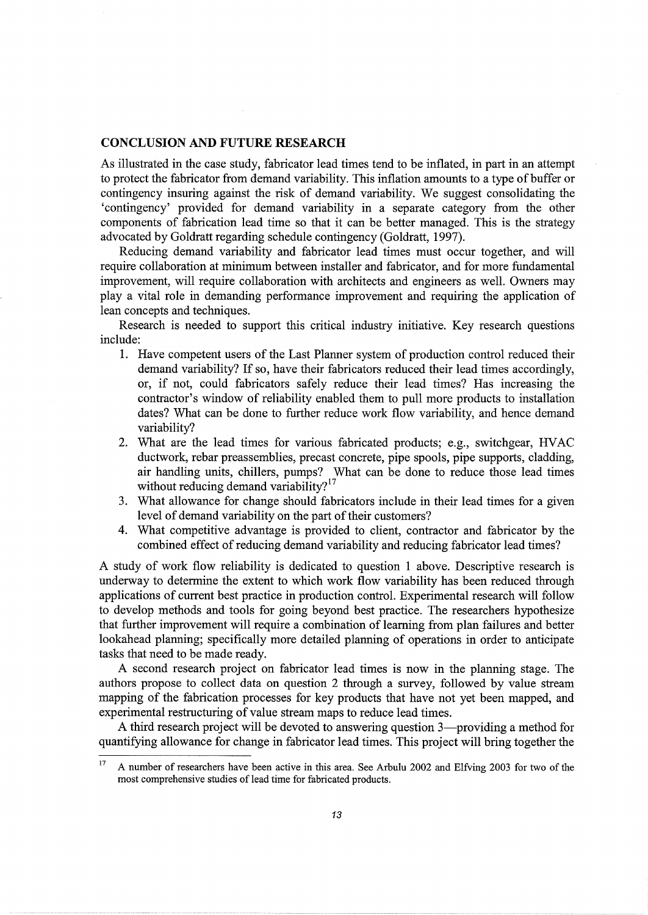## CONCLUSION AND FUTURE RESEARCH

As illustrated in the case study, fabricator lead times tend to be inflated, in part in an attempt to protect the fabricator from demand variability. This inflation amounts to a type of buffer or contingency insuring against the risk of demand variability. We suggest consolidating the 'contingency' provided for demand variability in a separate category from the other components of fabrication lead time so that it can be better managed. This is the strategy advocated by Goldratt regarding schedule contingency (Goldratt, 1997).

Reducing demand variability and fabricator lead times must occur together, and will require collaboration at minimum between installer and fabricator, and for more fundamental improvement, will require collaboration with architects and engineers as well. Owners may play a vital role in demanding performance improvement and requiring the application of lean concepts and techniques.

Research is needed to support this critical industry initiative. Key research questions include:

1. Have competent users of the Last Planner system of production control reduced their demand variability? If so, have their fabricators reduced their lead times accordingly, or, if not, could fabricators safely reduce their lead times? Has increasing the contractor's window of reliability enabled them to pull more products to installation dates? What can be done to further reduce work flow variability, and hence demand variability?
2. What are the lead times for various fabricated products; e.g., switchgear, HVAC ductwork, rebar preassemblies, precast concrete, pipe spools, pipe supports, cladding, air handling units, chillers, pumps? What can be done to reduce those lead times without reducing demand variability?[17]
3. What allowance for change should fabricators include in their lead times for a given level of demand variability on the part of their customers?
4. What competitive advantage is provided to client, contractor and fabricator by the combined effect of reducing demand variability and reducing fabricator lead times?

A study of work flow reliability is dedicated to question 1 above. Descriptive research is underway to determine the extent to which work flow variability has been reduced through applications of current best practice in production control. Experimental research will follow to develop methods and tools for going beyond best practice. The researchers hypothesize that further improvement will require a combination of learning from plan failures and better lookahead planning; specifically more detailed planning of operations in order to anticipate tasks that need to be made ready.

A second research project on fabricator lead times is now in the planning stage. The authors propose to collect data on question 2 through a survey, followed by value stream mapping of the fabrication processes for key products that have not yet been mapped, and experimental restructuring of value stream maps to reduce lead times.

A third research project will be devoted to answering question 3—providing a method for quantifying allowance for change in fabricator lead times. This project will bring together the

[17] A number of researchers have been active in this area. See Arbulu 2002 and Elfving 2003 for two of the most comprehensive studies of lead time for fabricated products.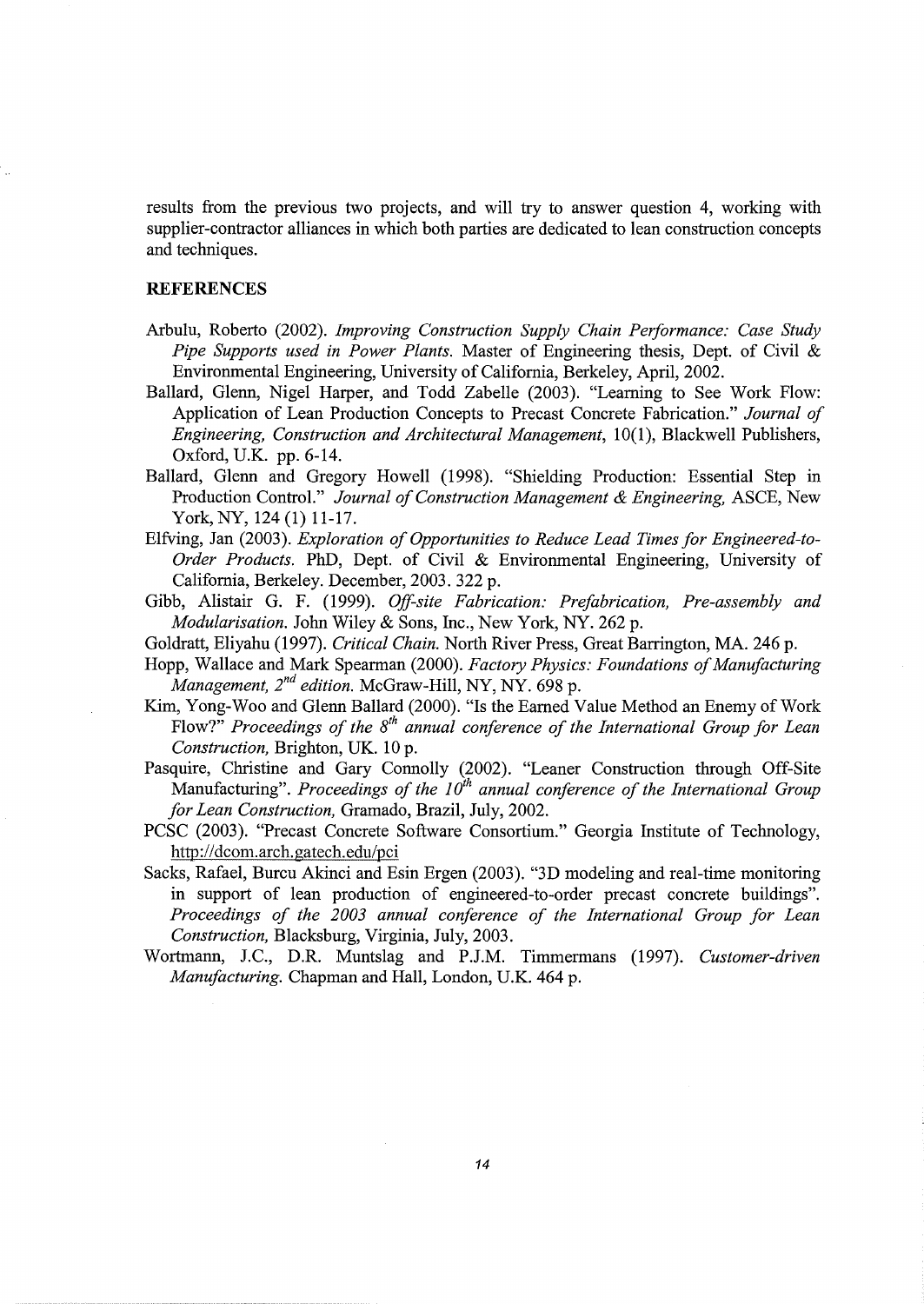results from the previous two projects, and will try to answer question 4, working with supplier-contractor alliances in which both parties are dedicated to lean construction concepts and techniques.

## REFERENCES

Arbulu, Roberto (2002). *Improving Construction Supply Chain Performance: Case Study Pipe Supports used in Power Plants.* Master of Engineering thesis, Dept. of Civil & Environmental Engineering, University of California, Berkeley, April, 2002.

Ballard, Glenn, Nigel Harper, and Todd Zabelle (2003). "Learning to See Work Flow: Application of Lean Production Concepts to Precast Concrete Fabrication." *Journal of Engineering, Construction and Architectural Management*, 10(1), Blackwell Publishers, Oxford, U.K. pp. 6-14.

Ballard, Glenn and Gregory Howell (1998). "Shielding Production: Essential Step in Production Control." *Journal of Construction Management & Engineering,* ASCE, New York, NY, 124 (1) 11-17.

Elfving, Jan (2003). *Exploration of Opportunities to Reduce Lead Times for Engineered-to-Order Products.* PhD, Dept. of Civil & Environmental Engineering, University of California, Berkeley. December, 2003. 322 p.

Gibb, Alistair G. F. (1999). *Off-site Fabrication: Prefabrication, Pre-assembly and Modularisation.* John Wiley & Sons, Inc., New York, NY. 262 p.

Goldratt, Eliyahu (1997). *Critical Chain.* North River Press, Great Barrington, MA. 246 p.

Hopp, Wallace and Mark Spearman (2000). *Factory Physics: Foundations of Manufacturing Management, 2nd edition.* McGraw-Hill, NY, NY. 698 p.

Kim, Yong-Woo and Glenn Ballard (2000). "Is the Earned Value Method an Enemy of Work Flow?" *Proceedings of the 8th annual conference of the International Group for Lean Construction,* Brighton, UK. 10 p.

Pasquire, Christine and Gary Connolly (2002). "Leaner Construction through Off-Site Manufacturing". *Proceedings of the 10th annual conference of the International Group for Lean Construction,* Gramado, Brazil, July, 2002.

PCSC (2003). "Precast Concrete Software Consortium." Georgia Institute of Technology, http://dcom.arch.gatech.edu/pci

Sacks, Rafael, Burcu Akinci and Esin Ergen (2003). "3D modeling and real-time monitoring in support of lean production of engineered-to-order precast concrete buildings". *Proceedings of the 2003 annual conference of the International Group for Lean Construction,* Blacksburg, Virginia, July, 2003.

Wortmann, J.C., D.R. Muntslag and P.J.M. Timmermans (1997). *Customer-driven Manufacturing.* Chapman and Hall, London, U.K. 464 p.